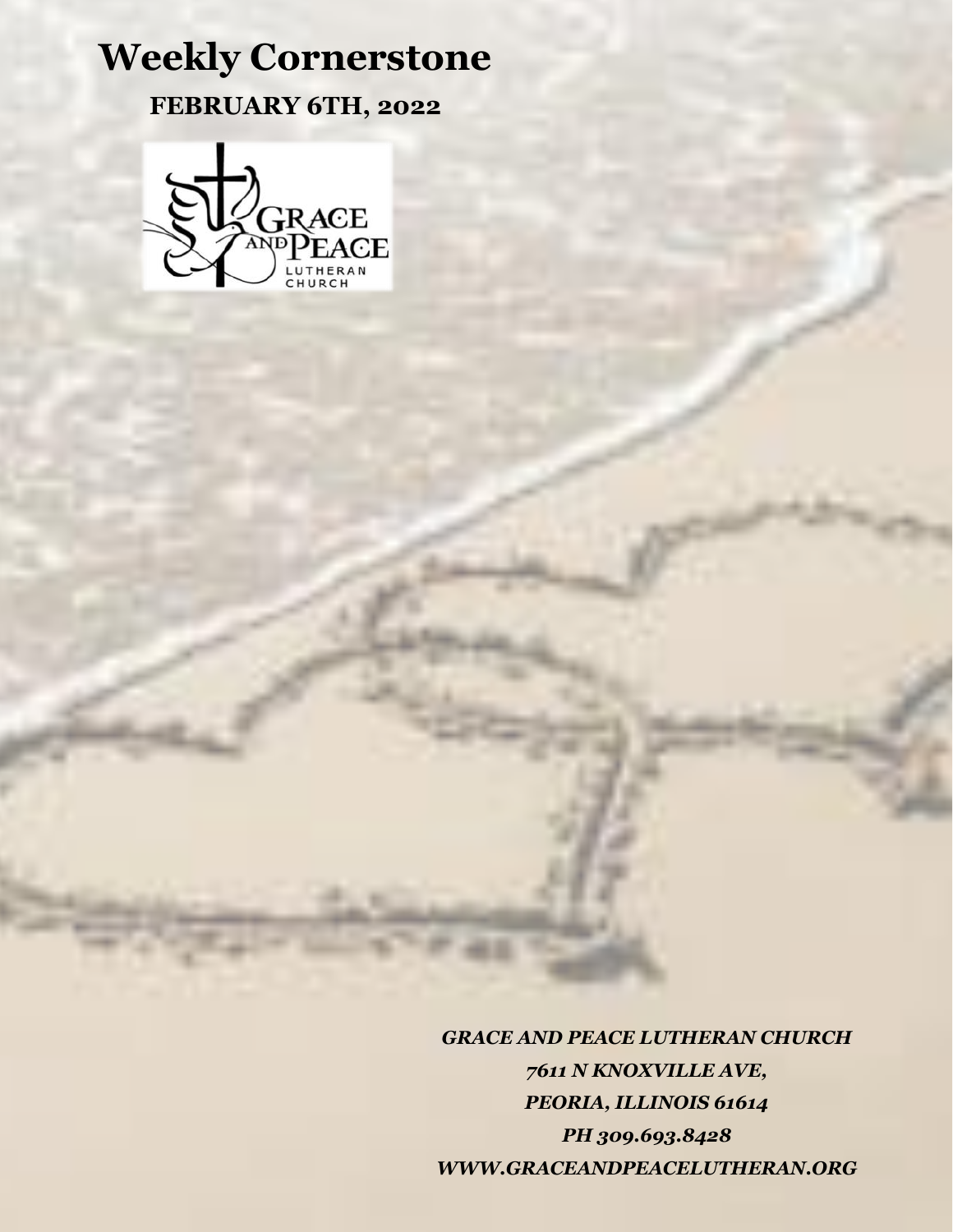# Weekly Cornerstone

## FEBRUARY 6TH, 2022

*GRACE AND PEACE LUTHERAN CHURCH*

*7611 N KNOXVILLE AVE,*

*PEORIA, ILLINOIS 61614*

*PH 309.693.8428*

*WWW.GRACEANDPEACELUTHERAN.ORG*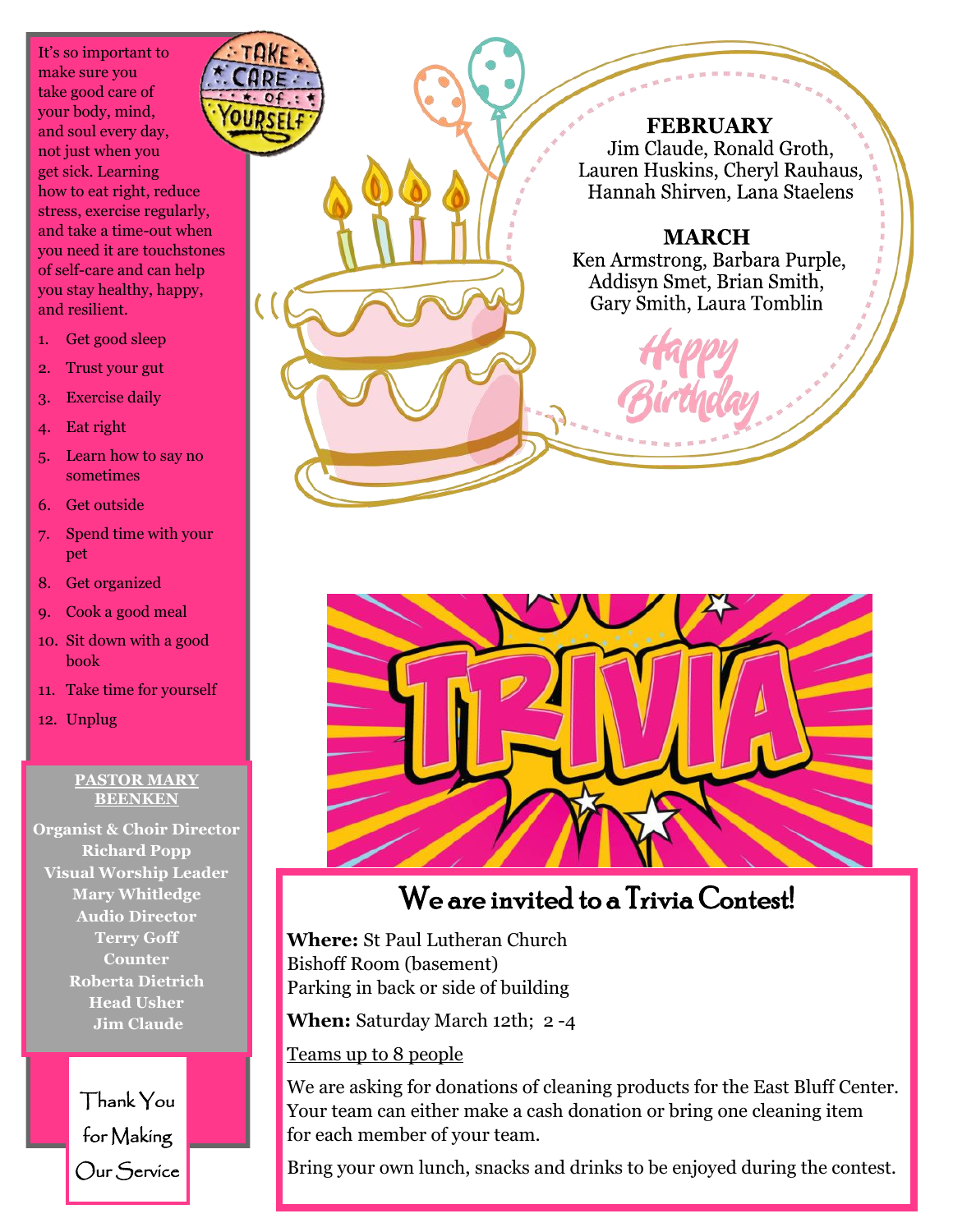TAKE CARE OF YOURSELF

It's so important to make sure you take good care of your body, mind, and soul every day, not just when you get sick. Learning how to eat right, reduce stress, exercise regularly, and take a time-out when you need it are touchstones of self-care and can help you stay healthy, happy, and resilient.

1. Get good sleep
2. Trust your gut
3. Exercise daily
4. Eat right
5. Learn how to say no sometimes
6. Get outside
7. Spend time with your pet
8. Get organized
9. Cook a good meal
10. Sit down with a good book
11. Take time for yourself
12. Unplug

**PASTOR MARY BEENKEN**

**Organist & Choir Director**
**Richard Popp**
**Visual Worship Leader**
**Mary Whitledge**
**Audio Director**
**Terry Goff**
**Counter**
**Roberta Dietrich**
**Head Usher**
**Jim Claude**

Thank You for Making Our Service

**FEBRUARY**
Jim Claude, Ronald Groth, Lauren Huskins, Cheryl Rauhaus, Hannah Shirven, Lana Staelens

**MARCH**
Ken Armstrong, Barbara Purple, Addisyn Smet, Brian Smith, Gary Smith, Laura Tomblin

Happy Birthday

TRIVIA

## We are invited to a Trivia Contest!

**Where:** St Paul Lutheran Church
Bishoff Room (basement)
Parking in back or side of building

**When:** Saturday March 12th; 2 -4

Teams up to 8 people

We are asking for donations of cleaning products for the East Bluff Center. Your team can either make a cash donation or bring one cleaning item for each member of your team.

Bring your own lunch, snacks and drinks to be enjoyed during the contest.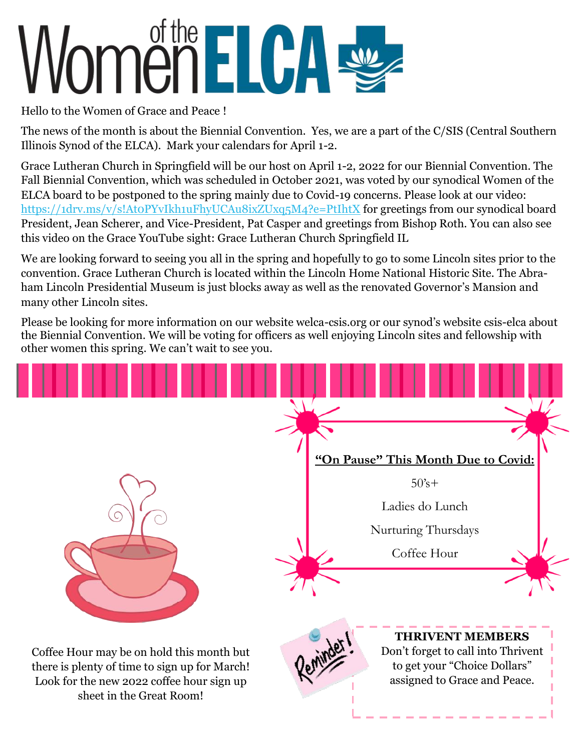# Women of the ELCA

Hello to the Women of Grace and Peace !

The news of the month is about the Biennial Convention. Yes, we are a part of the C/SIS (Central Southern Illinois Synod of the ELCA). Mark your calendars for April 1-2.

Grace Lutheran Church in Springfield will be our host on April 1-2, 2022 for our Biennial Convention. The Fall Biennial Convention, which was scheduled in October 2021, was voted by our synodical Women of the ELCA board to be postponed to the spring mainly due to Covid-19 concerns. Please look at our video: https://1drv.ms/v/s!AtoPYvIkh1uFhyUCAu8ixZUxq5M4?e=PtIhtX for greetings from our synodical board President, Jean Scherer, and Vice-President, Pat Casper and greetings from Bishop Roth. You can also see this video on the Grace YouTube sight: Grace Lutheran Church Springfield IL

We are looking forward to seeing you all in the spring and hopefully to go to some Lincoln sites prior to the convention. Grace Lutheran Church is located within the Lincoln Home National Historic Site. The Abraham Lincoln Presidential Museum is just blocks away as well as the renovated Governor's Mansion and many other Lincoln sites.

Please be looking for more information on our website welca-csis.org or our synod's website csis-elca about the Biennial Convention. We will be voting for officers as well enjoying Lincoln sites and fellowship with other women this spring. We can't wait to see you.

**"On Pause" This Month Due to Covid:**

50's+

Ladies do Lunch

Nurturing Thursdays

Coffee Hour

Coffee Hour may be on hold this month but there is plenty of time to sign up for March! Look for the new 2022 coffee hour sign up sheet in the Great Room!

Reminder!

**THRIVENT MEMBERS**
Don't forget to call into Thrivent to get your "Choice Dollars" assigned to Grace and Peace.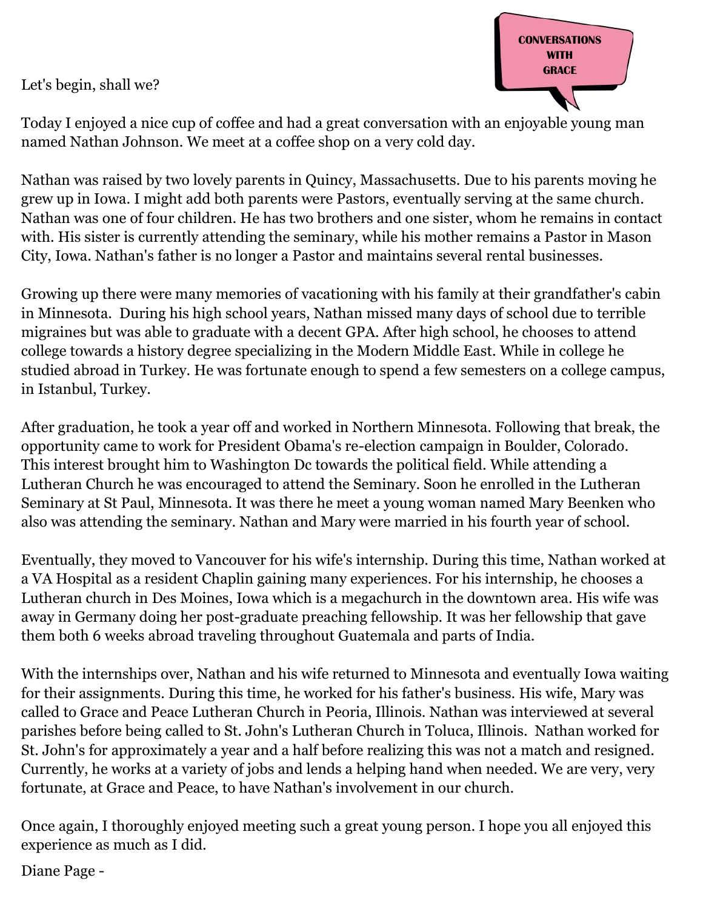**CONVERSATIONS WITH GRACE**

Let's begin, shall we?

Today I enjoyed a nice cup of coffee and had a great conversation with an enjoyable young man named Nathan Johnson. We meet at a coffee shop on a very cold day.

Nathan was raised by two lovely parents in Quincy, Massachusetts. Due to his parents moving he grew up in Iowa. I might add both parents were Pastors, eventually serving at the same church. Nathan was one of four children. He has two brothers and one sister, whom he remains in contact with. His sister is currently attending the seminary, while his mother remains a Pastor in Mason City, Iowa. Nathan's father is no longer a Pastor and maintains several rental businesses.

Growing up there were many memories of vacationing with his family at their grandfather's cabin in Minnesota. During his high school years, Nathan missed many days of school due to terrible migraines but was able to graduate with a decent GPA. After high school, he chooses to attend college towards a history degree specializing in the Modern Middle East. While in college he studied abroad in Turkey. He was fortunate enough to spend a few semesters on a college campus, in Istanbul, Turkey.

After graduation, he took a year off and worked in Northern Minnesota. Following that break, the opportunity came to work for President Obama's re-election campaign in Boulder, Colorado. This interest brought him to Washington Dc towards the political field. While attending a Lutheran Church he was encouraged to attend the Seminary. Soon he enrolled in the Lutheran Seminary at St Paul, Minnesota. It was there he meet a young woman named Mary Beenken who also was attending the seminary. Nathan and Mary were married in his fourth year of school.

Eventually, they moved to Vancouver for his wife's internship. During this time, Nathan worked at a VA Hospital as a resident Chaplin gaining many experiences. For his internship, he chooses a Lutheran church in Des Moines, Iowa which is a megachurch in the downtown area. His wife was away in Germany doing her post-graduate preaching fellowship. It was her fellowship that gave them both 6 weeks abroad traveling throughout Guatemala and parts of India.

With the internships over, Nathan and his wife returned to Minnesota and eventually Iowa waiting for their assignments. During this time, he worked for his father's business. His wife, Mary was called to Grace and Peace Lutheran Church in Peoria, Illinois. Nathan was interviewed at several parishes before being called to St. John's Lutheran Church in Toluca, Illinois. Nathan worked for St. John's for approximately a year and a half before realizing this was not a match and resigned. Currently, he works at a variety of jobs and lends a helping hand when needed. We are very, very fortunate, at Grace and Peace, to have Nathan's involvement in our church.

Once again, I thoroughly enjoyed meeting such a great young person. I hope you all enjoyed this experience as much as I did.

Diane Page -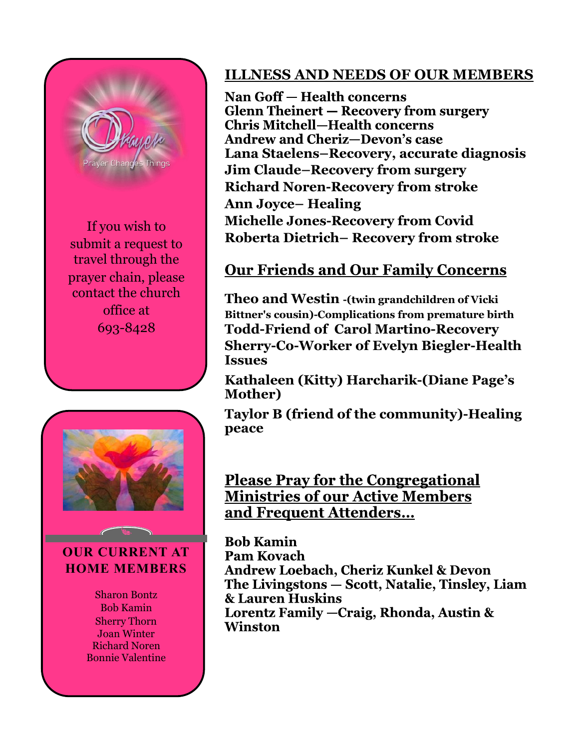Prayer Changes Things

If you wish to submit a request to travel through the prayer chain, please contact the church office at 693-8428

## OUR CURRENT AT HOME MEMBERS

Sharon Bontz
Bob Kamin
Sherry Thorn
Joan Winter
Richard Noren
Bonnie Valentine

## ILLNESS AND NEEDS OF OUR MEMBERS

**Nan Goff — Health concerns**
**Glenn Theinert — Recovery from surgery**
**Chris Mitchell—Health concerns**
**Andrew and Cheriz—Devon's case**
**Lana Staelens–Recovery, accurate diagnosis**
**Jim Claude–Recovery from surgery**
**Richard Noren-Recovery from stroke**
**Ann Joyce– Healing**
**Michelle Jones-Recovery from Covid**
**Roberta Dietrich– Recovery from stroke**

## Our Friends and Our Family Concerns

**Theo and Westin -(twin grandchildren of Vicki Bittner's cousin)-Complications from premature birth**
**Todd-Friend of Carol Martino-Recovery**
**Sherry-Co-Worker of Evelyn Biegler-Health Issues**

**Kathaleen (Kitty) Harcharik-(Diane Page's Mother)**

**Taylor B (friend of the community)-Healing peace**

## Please Pray for the Congregational Ministries of our Active Members and Frequent Attenders…

**Bob Kamin**
**Pam Kovach**
**Andrew Loebach, Cheriz Kunkel & Devon**
**The Livingstons — Scott, Natalie, Tinsley, Liam & Lauren Huskins**
**Lorentz Family —Craig, Rhonda, Austin & Winston**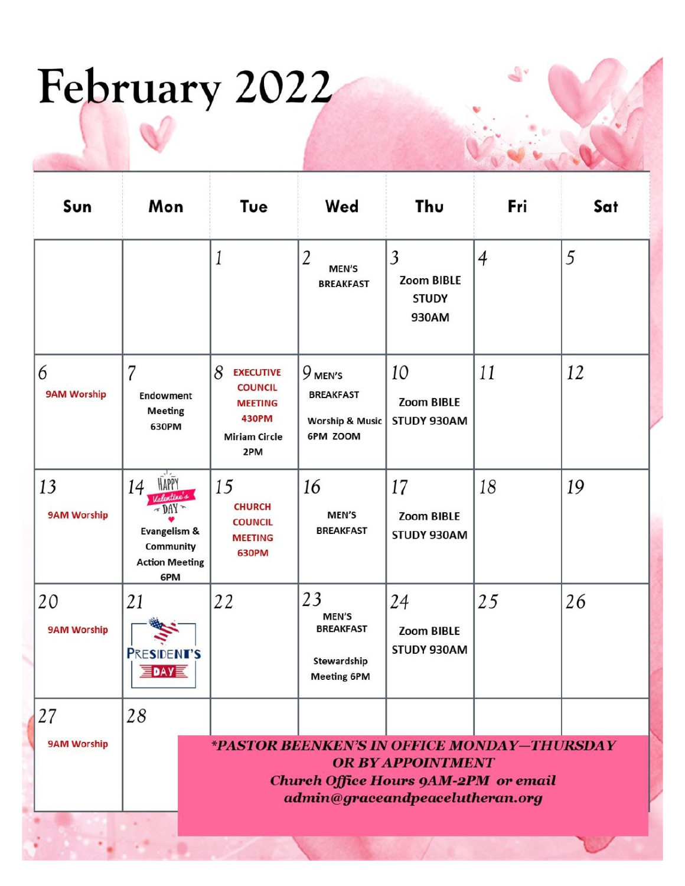# February 2022

| Sun | Mon | Tue | Wed | Thu | Fri | Sat |
| --- | --- | --- | --- | --- | --- | --- |
| | | 1 | 2 MEN'S BREAKFAST | 3 Zoom BIBLE STUDY 930AM | 4 | 5 |
| 6 9AM Worship | 7 Endowment Meeting 630PM | 8 EXECUTIVE COUNCIL MEETING 430PM Miriam Circle 2PM | 9 MEN'S BREAKFAST Worship & Music 6PM ZOOM | 10 Zoom BIBLE STUDY 930AM | 11 | 12 |
| 13 9AM Worship | 14 HAPPY Valentine's DAY Evangelism & Community Action Meeting 6PM | 15 CHURCH COUNCIL MEETING 630PM | 16 MEN'S BREAKFAST | 17 Zoom BIBLE STUDY 930AM | 18 | 19 |
| 20 9AM Worship | 21 PRESIDENT'S DAY | 22 | 23 MEN'S BREAKFAST Stewardship Meeting 6PM | 24 Zoom BIBLE STUDY 930AM | 25 | 26 |
| 27 9AM Worship | 28 | | | | | |

***PASTOR BEENKEN'S IN OFFICE MONDAY—THURSDAY OR BY APPOINTMENT***
***Church Office Hours 9AM-2PM or email admin@graceandpeacelutheran.org***